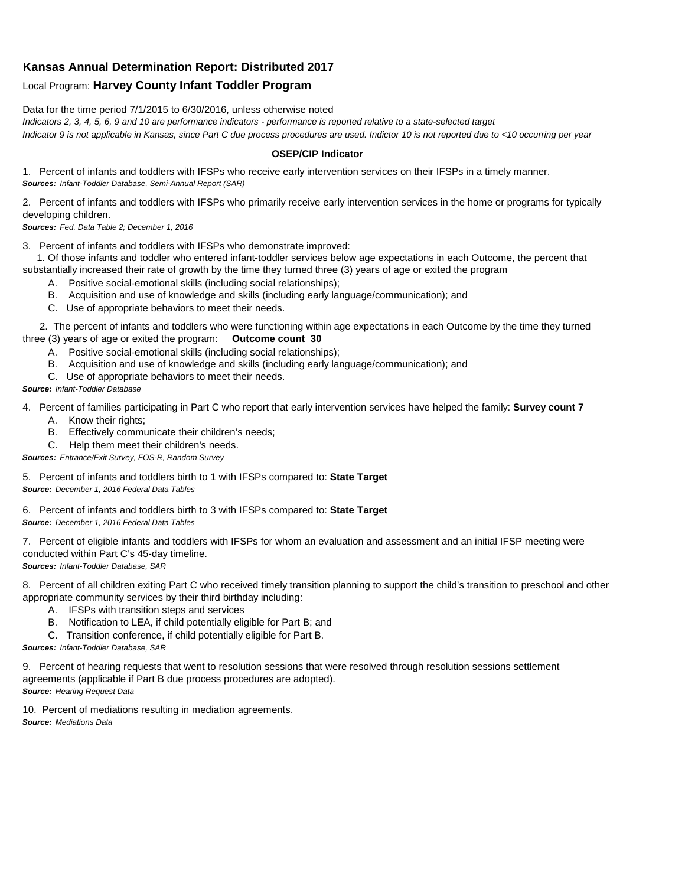# Kansas Annual Determination Report: Distributed 2017

Local Program: **Harvey County Infant Toddler Program**

Data for the time period 7/1/2015 to 6/30/2016, unless otherwise noted

*Indicators 2, 3, 4, 5, 6, 9 and 10 are performance indicators - performance is reported relative to a state-selected target*

*Indicator 9 is not applicable in Kansas, since Part C due process procedures are used. Indictor 10 is not reported due to <10 occurring per year*

**OSEP/CIP Indicator**

1. Percent of infants and toddlers with IFSPs who receive early intervention services on their IFSPs in a timely manner.
***Sources:*** *Infant-Toddler Database, Semi-Annual Report (SAR)*

2. Percent of infants and toddlers with IFSPs who primarily receive early intervention services in the home or programs for typically developing children.
***Sources:*** *Fed. Data Table 2; December 1, 2016*

3. Percent of infants and toddlers with IFSPs who demonstrate improved:

1. Of those infants and toddler who entered infant-toddler services below age expectations in each Outcome, the percent that substantially increased their rate of growth by the time they turned three (3) years of age or exited the program
   - A. Positive social-emotional skills (including social relationships);
   - B. Acquisition and use of knowledge and skills (including early language/communication); and
   - C. Use of appropriate behaviors to meet their needs.

2. The percent of infants and toddlers who were functioning within age expectations in each Outcome by the time they turned three (3) years of age or exited the program: **Outcome count 30**
   - A. Positive social-emotional skills (including social relationships);
   - B. Acquisition and use of knowledge and skills (including early language/communication); and
   - C. Use of appropriate behaviors to meet their needs.

***Source:*** *Infant-Toddler Database*

4. Percent of families participating in Part C who report that early intervention services have helped the family: **Survey count 7**
   - A. Know their rights;
   - B. Effectively communicate their children's needs;
   - C. Help them meet their children's needs.

***Sources:*** *Entrance/Exit Survey, FOS-R, Random Survey*

5. Percent of infants and toddlers birth to 1 with IFSPs compared to: **State Target**
***Source:*** *December 1, 2016 Federal Data Tables*

6. Percent of infants and toddlers birth to 3 with IFSPs compared to: **State Target**
***Source:*** *December 1, 2016 Federal Data Tables*

7. Percent of eligible infants and toddlers with IFSPs for whom an evaluation and assessment and an initial IFSP meeting were conducted within Part C's 45-day timeline.
***Sources:*** *Infant-Toddler Database, SAR*

8. Percent of all children exiting Part C who received timely transition planning to support the child's transition to preschool and other appropriate community services by their third birthday including:
   - A. IFSPs with transition steps and services
   - B. Notification to LEA, if child potentially eligible for Part B; and
   - C. Transition conference, if child potentially eligible for Part B.

***Sources:*** *Infant-Toddler Database, SAR*

9. Percent of hearing requests that went to resolution sessions that were resolved through resolution sessions settlement agreements (applicable if Part B due process procedures are adopted).
***Source:*** *Hearing Request Data*

10. Percent of mediations resulting in mediation agreements.
***Source:*** *Mediations Data*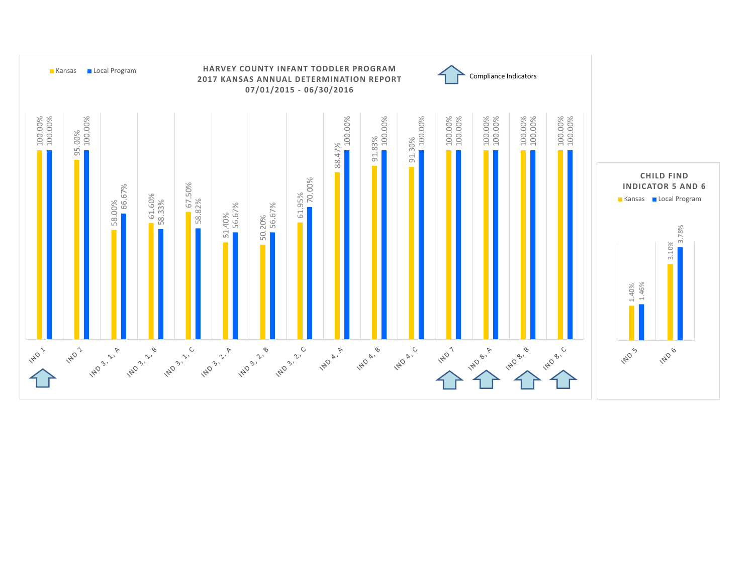# HARVEY COUNTY INFANT TODDLER PROGRAM
## 2017 KANSAS ANNUAL DETERMINATION REPORT
### 07/01/2015 - 06/30/2016

Kansas
Local Program

Compliance Indicators

IND 1: 100.00% 100.00%
IND 2: 95.00% 100.00%
IND 3, 1, A: 58.00% 66.67%
IND 3, 1, B: 61.60% 58.33%
IND 3, 1, C: 67.50% 58.82%
IND 3, 2, A: 51.40% 56.67%
IND 3, 2, B: 50.20% 56.67%
IND 3, 2, C: 61.95% 70.00%
IND 4, A: 88.47% 100.00%
IND 4, B: 91.83% 100.00%
IND 4, C: 91.30% 100.00%
IND 7: 100.00% 100.00%
IND 8, A: 100.00% 100.00%
IND 8, B: 100.00% 100.00%
IND 8, C: 100.00% 100.00%

## CHILD FIND INDICATOR 5 AND 6

Kansas
Local Program

IND 5: 1.40% 1.46%
IND 6: 3.10% 3.78%